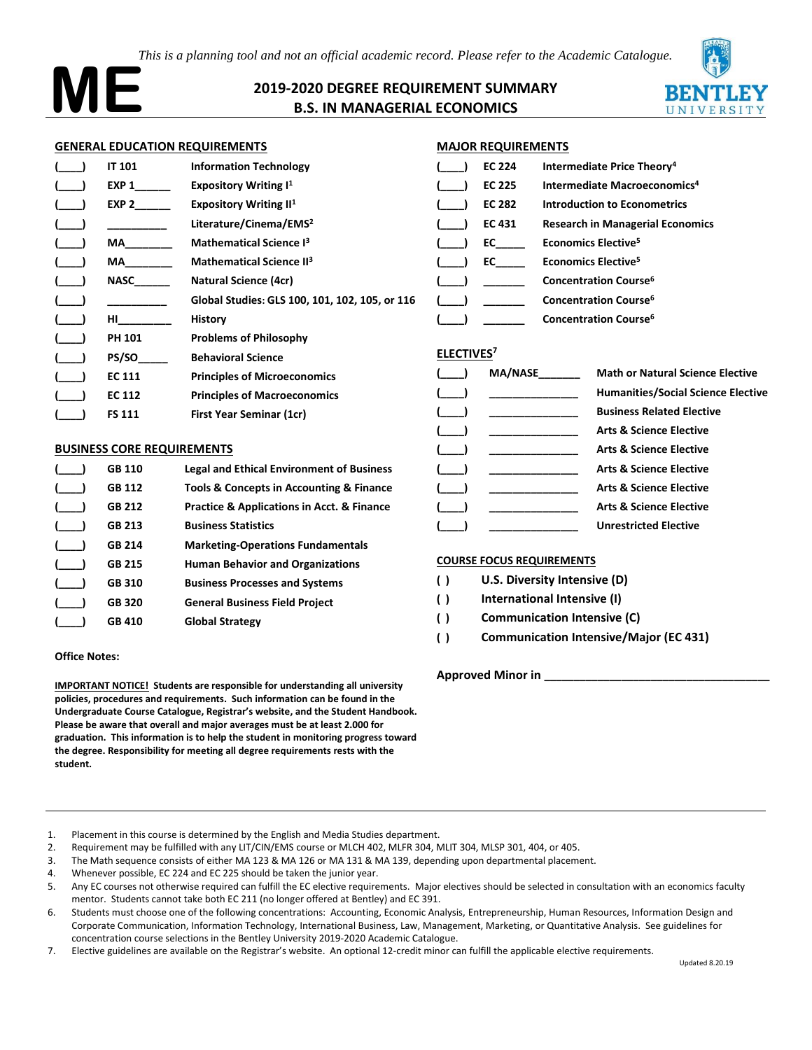*This is a planning tool and not an official academic record. Please refer to the Academic Catalogue.*

# ME

## 2019-2020 DEGREE REQUIREMENT SUMMARY
## B.S. IN MANAGERIAL ECONOMICS

### GENERAL EDUCATION REQUIREMENTS

| | | |
|---|---|---|
| (____) | IT 101 | Information Technology |
| (____) | EXP 1______ | Expository Writing I[1] |
| (____) | EXP 2______ | Expository Writing II[1] |
| (____) | __________ | Literature/Cinema/EMS[2] |
| (____) | MA________ | Mathematical Science I[3] |
| (____) | MA________ | Mathematical Science II[3] |
| (____) | NASC______ | Natural Science (4cr) |
| (____) | __________ | Global Studies: GLS 100, 101, 102, 105, or 116 |
| (____) | HI_________ | History |
| (____) | PH 101 | Problems of Philosophy |
| (____) | PS/SO_____ | Behavioral Science |
| (____) | EC 111 | Principles of Microeconomics |
| (____) | EC 112 | Principles of Macroeconomics |
| (____) | FS 111 | First Year Seminar (1cr) |

### BUSINESS CORE REQUIREMENTS

| | | |
|---|---|---|
| (____) | GB 110 | Legal and Ethical Environment of Business |
| (____) | GB 112 | Tools & Concepts in Accounting & Finance |
| (____) | GB 212 | Practice & Applications in Acct. & Finance |
| (____) | GB 213 | Business Statistics |
| (____) | GB 214 | Marketing-Operations Fundamentals |
| (____) | GB 215 | Human Behavior and Organizations |
| (____) | GB 310 | Business Processes and Systems |
| (____) | GB 320 | General Business Field Project |
| (____) | GB 410 | Global Strategy |

### MAJOR REQUIREMENTS

| | | |
|---|---|---|
| (____) | EC 224 | Intermediate Price Theory[4] |
| (____) | EC 225 | Intermediate Macroeconomics[4] |
| (____) | EC 282 | Introduction to Econometrics |
| (____) | EC 431 | Research in Managerial Economics |
| (____) | EC_____ | Economics Elective[5] |
| (____) | EC_____ | Economics Elective[5] |
| (____) | _______ | Concentration Course[6] |
| (____) | _______ | Concentration Course[6] |
| (____) | _______ | Concentration Course[6] |

### ELECTIVES[7]

| | | |
|---|---|---|
| (____) | MA/NASE_______ | Math or Natural Science Elective |
| (____) | _______________ | Humanities/Social Science Elective |
| (____) | _______________ | Business Related Elective |
| (____) | _______________ | Arts & Science Elective |
| (____) | _______________ | Arts & Science Elective |
| (____) | _______________ | Arts & Science Elective |
| (____) | _______________ | Arts & Science Elective |
| (____) | _______________ | Arts & Science Elective |
| (____) | _______________ | Unrestricted Elective |

### COURSE FOCUS REQUIREMENTS

- ( ) U.S. Diversity Intensive (D)
- ( ) International Intensive (I)
- ( ) Communication Intensive (C)
- ( ) Communication Intensive/Major (EC 431)

**Office Notes:**

**Approved Minor in** ___________________________________

**IMPORTANT NOTICE! Students are responsible for understanding all university policies, procedures and requirements. Such information can be found in the Undergraduate Course Catalogue, Registrar's website, and the Student Handbook. Please be aware that overall and major averages must be at least 2.000 for graduation. This information is to help the student in monitoring progress toward the degree. Responsibility for meeting all degree requirements rests with the student.**

---

1. Placement in this course is determined by the English and Media Studies department.
2. Requirement may be fulfilled with any LIT/CIN/EMS course or MLCH 402, MLFR 304, MLIT 304, MLSP 301, 404, or 405.
3. The Math sequence consists of either MA 123 & MA 126 or MA 131 & MA 139, depending upon departmental placement.
4. Whenever possible, EC 224 and EC 225 should be taken the junior year.
5. Any EC courses not otherwise required can fulfill the EC elective requirements. Major electives should be selected in consultation with an economics faculty mentor. Students cannot take both EC 211 (no longer offered at Bentley) and EC 391.
6. Students must choose one of the following concentrations: Accounting, Economic Analysis, Entrepreneurship, Human Resources, Information Design and Corporate Communication, Information Technology, International Business, Law, Management, Marketing, or Quantitative Analysis. See guidelines for concentration course selections in the Bentley University 2019-2020 Academic Catalogue.
7. Elective guidelines are available on the Registrar's website. An optional 12-credit minor can fulfill the applicable elective requirements.

Updated 8.20.19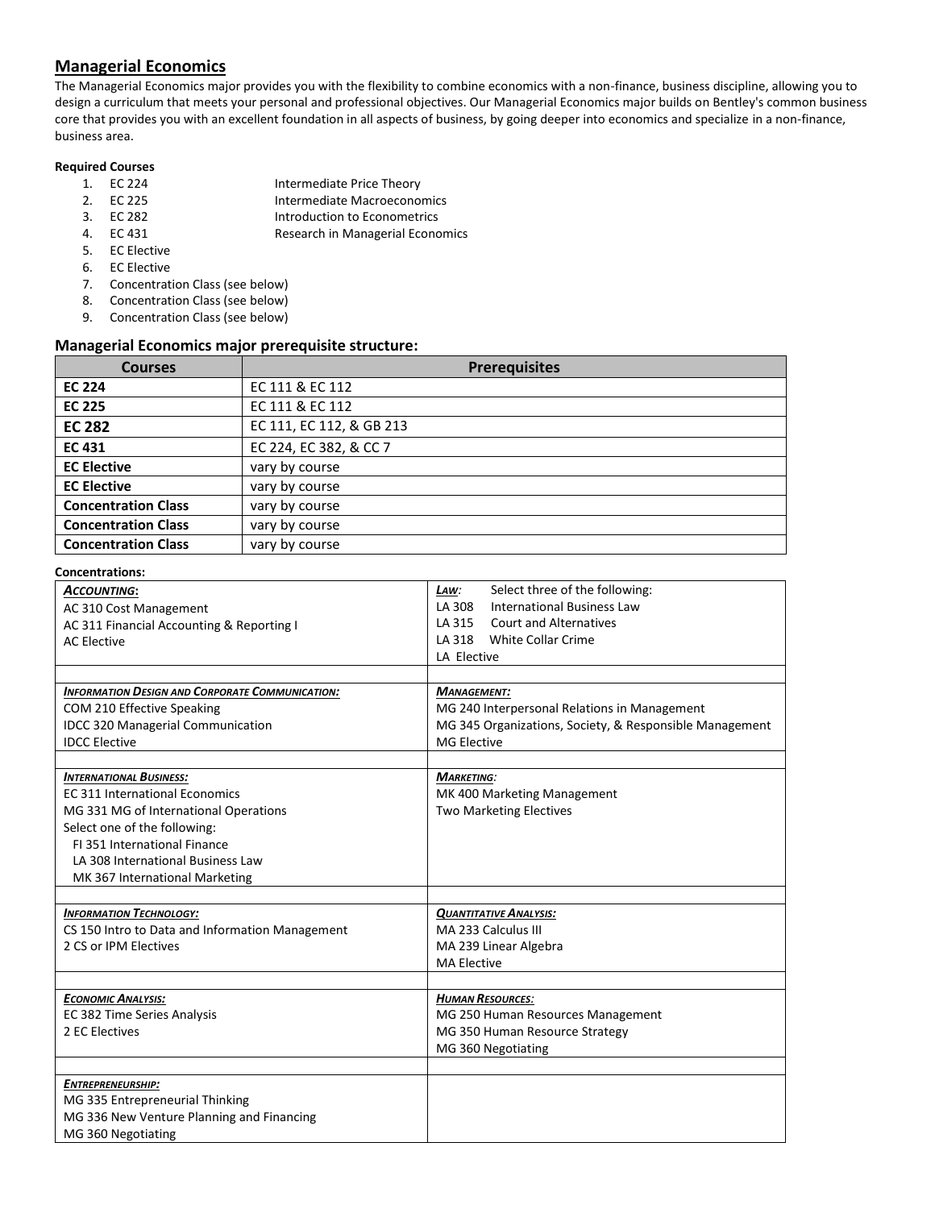## Managerial Economics

The Managerial Economics major provides you with the flexibility to combine economics with a non-finance, business discipline, allowing you to design a curriculum that meets your personal and professional objectives. Our Managerial Economics major builds on Bentley's common business core that provides you with an excellent foundation in all aspects of business, by going deeper into economics and specialize in a non-finance, business area.

**Required Courses**

1. EC 224 Intermediate Price Theory
2. EC 225 Intermediate Macroeconomics
3. EC 282 Introduction to Econometrics
4. EC 431 Research in Managerial Economics
5. EC Elective
6. EC Elective
7. Concentration Class (see below)
8. Concentration Class (see below)
9. Concentration Class (see below)

### Managerial Economics major prerequisite structure:

| Courses | Prerequisites |
|---|---|
| **EC 224** | EC 111 & EC 112 |
| **EC 225** | EC 111 & EC 112 |
| **EC 282** | EC 111, EC 112, & GB 213 |
| **EC 431** | EC 224, EC 382, & CC 7 |
| **EC Elective** | vary by course |
| **EC Elective** | vary by course |
| **Concentration Class** | vary by course |
| **Concentration Class** | vary by course |
| **Concentration Class** | vary by course |

**Concentrations:**

| | |
|---|---|
| ***Accounting*:**<br>AC 310 Cost Management<br>AC 311 Financial Accounting & Reporting I<br>AC Elective | ***Law*:** Select three of the following:<br>LA 308 International Business Law<br>LA 315 Court and Alternatives<br>LA 318 White Collar Crime<br>LA Elective |
| ***Information Design and Corporate Communication:***<br>COM 210 Effective Speaking<br>IDCC 320 Managerial Communication<br>IDCC Elective | ***Management:***<br>MG 240 Interpersonal Relations in Management<br>MG 345 Organizations, Society, & Responsible Management<br>MG Elective |
| ***International Business:***<br>EC 311 International Economics<br>MG 331 MG of International Operations<br>Select one of the following:<br>FI 351 International Finance<br>LA 308 International Business Law<br>MK 367 International Marketing | ***Marketing*:**<br>MK 400 Marketing Management<br>Two Marketing Electives |
| ***Information Technology:***<br>CS 150 Intro to Data and Information Management<br>2 CS or IPM Electives | ***Quantitative Analysis:***<br>MA 233 Calculus III<br>MA 239 Linear Algebra<br>MA Elective |
| ***Economic Analysis:***<br>EC 382 Time Series Analysis<br>2 EC Electives | ***Human Resources:***<br>MG 250 Human Resources Management<br>MG 350 Human Resource Strategy<br>MG 360 Negotiating |
| ***Entrepreneurship:***<br>MG 335 Entrepreneurial Thinking<br>MG 336 New Venture Planning and Financing<br>MG 360 Negotiating | |